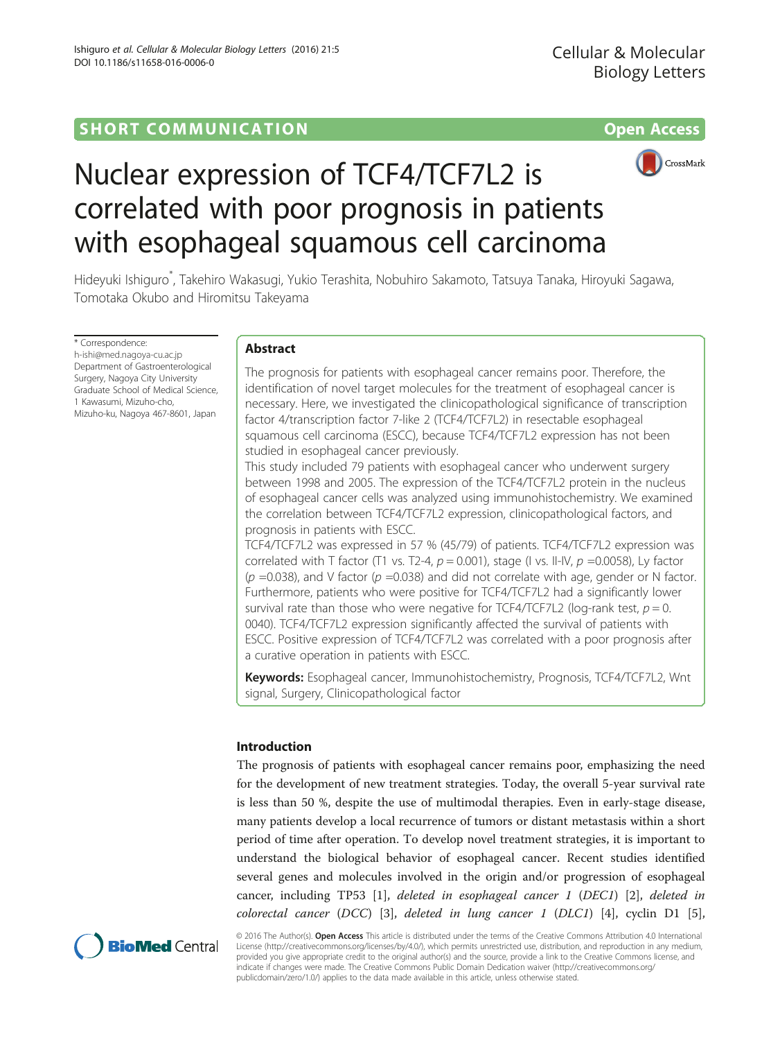SHORT COMMUNICATION Open Access

# Nuclear expression of TCF4/TCF7L2 is correlated with poor prognosis in patients with esophageal squamous cell carcinoma

Hideyuki Ishiguro*, Takehiro Wakasugi, Yukio Terashita, Nobuhiro Sakamoto, Tatsuya Tanaka, Hiroyuki Sagawa, Tomotaka Okubo and Hiromitsu Takeyama

\* Correspondence: h-ishi@med.nagoya-cu.ac.jp
Department of Gastroenterological Surgery, Nagoya City University Graduate School of Medical Science, 1 Kawasumi, Mizuho-cho, Mizuho-ku, Nagoya 467-8601, Japan

## Abstract

The prognosis for patients with esophageal cancer remains poor. Therefore, the identification of novel target molecules for the treatment of esophageal cancer is necessary. Here, we investigated the clinicopathological significance of transcription factor 4/transcription factor 7-like 2 (TCF4/TCF7L2) in resectable esophageal squamous cell carcinoma (ESCC), because TCF4/TCF7L2 expression has not been studied in esophageal cancer previously.

This study included 79 patients with esophageal cancer who underwent surgery between 1998 and 2005. The expression of the TCF4/TCF7L2 protein in the nucleus of esophageal cancer cells was analyzed using immunohistochemistry. We examined the correlation between TCF4/TCF7L2 expression, clinicopathological factors, and prognosis in patients with ESCC.

TCF4/TCF7L2 was expressed in 57 % (45/79) of patients. TCF4/TCF7L2 expression was correlated with T factor (T1 vs. T2-4, $p = 0.001$), stage (I vs. II-IV, $p = 0.0058$), Ly factor ($p = 0.038$), and V factor ($p = 0.038$) and did not correlate with age, gender or N factor. Furthermore, patients who were positive for TCF4/TCF7L2 had a significantly lower survival rate than those who were negative for TCF4/TCF7L2 (log-rank test, $p = 0.0040$). TCF4/TCF7L2 expression significantly affected the survival of patients with ESCC. Positive expression of TCF4/TCF7L2 was correlated with a poor prognosis after a curative operation in patients with ESCC.

**Keywords:** Esophageal cancer, Immunohistochemistry, Prognosis, TCF4/TCF7L2, Wnt signal, Surgery, Clinicopathological factor

## Introduction

The prognosis of patients with esophageal cancer remains poor, emphasizing the need for the development of new treatment strategies. Today, the overall 5-year survival rate is less than 50 %, despite the use of multimodal therapies. Even in early-stage disease, many patients develop a local recurrence of tumors or distant metastasis within a short period of time after operation. To develop novel treatment strategies, it is important to understand the biological behavior of esophageal cancer. Recent studies identified several genes and molecules involved in the origin and/or progression of esophageal cancer, including TP53 [1], *deleted in esophageal cancer 1* (*DEC1*) [2], *deleted in colorectal cancer* (*DCC*) [3], *deleted in lung cancer 1* (*DLC1*) [4], cyclin D1 [5],

© 2016 The Author(s). **Open Access** This article is distributed under the terms of the Creative Commons Attribution 4.0 International License (http://creativecommons.org/licenses/by/4.0/), which permits unrestricted use, distribution, and reproduction in any medium, provided you give appropriate credit to the original author(s) and the source, provide a link to the Creative Commons license, and indicate if changes were made. The Creative Commons Public Domain Dedication waiver (http://creativecommons.org/publicdomain/zero/1.0/) applies to the data made available in this article, unless otherwise stated.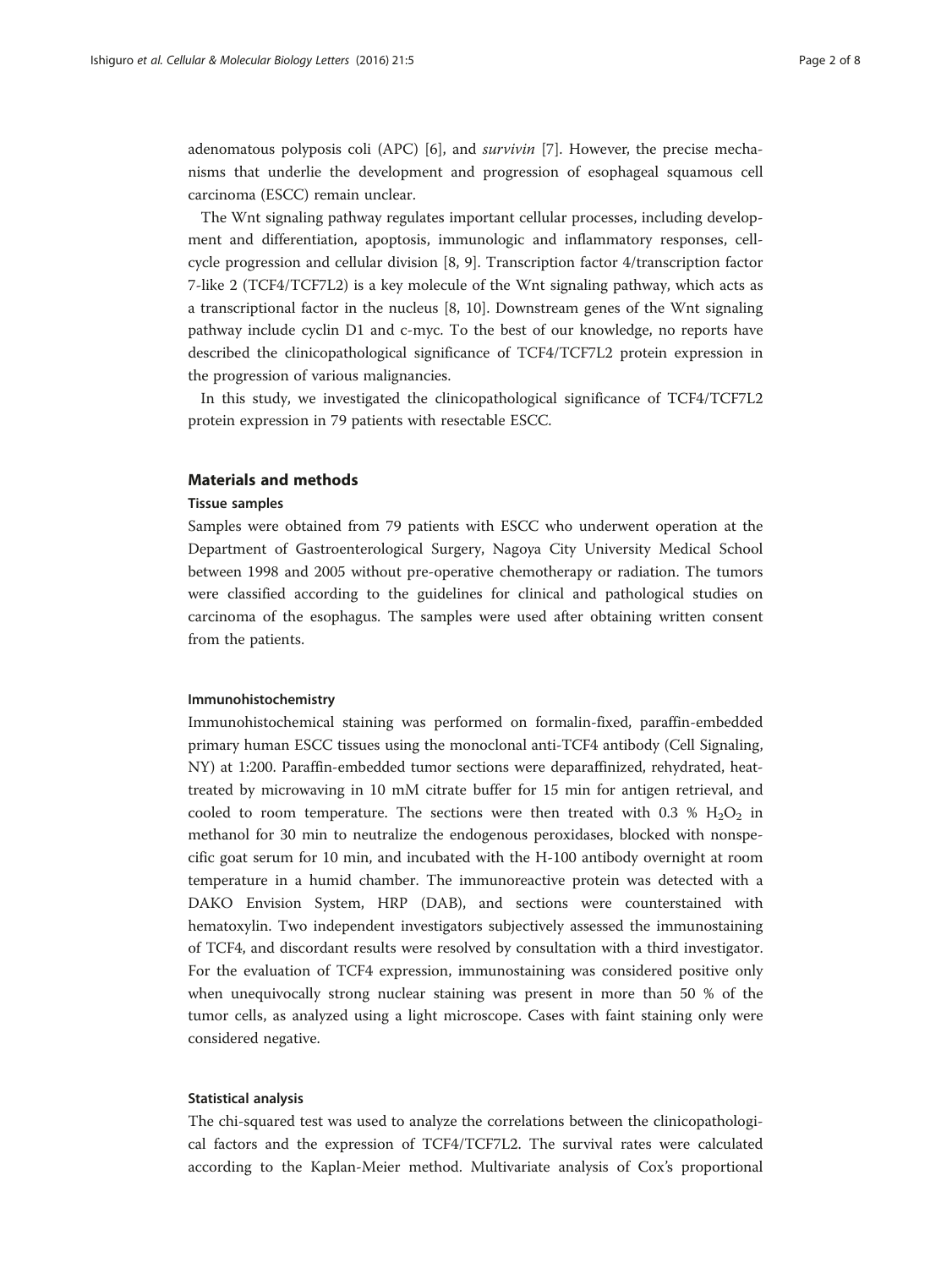adenomatous polyposis coli (APC) [6], and *survivin* [7]. However, the precise mechanisms that underlie the development and progression of esophageal squamous cell carcinoma (ESCC) remain unclear.

The Wnt signaling pathway regulates important cellular processes, including development and differentiation, apoptosis, immunologic and inflammatory responses, cell-cycle progression and cellular division [8, 9]. Transcription factor 4/transcription factor 7-like 2 (TCF4/TCF7L2) is a key molecule of the Wnt signaling pathway, which acts as a transcriptional factor in the nucleus [8, 10]. Downstream genes of the Wnt signaling pathway include cyclin D1 and c-myc. To the best of our knowledge, no reports have described the clinicopathological significance of TCF4/TCF7L2 protein expression in the progression of various malignancies.

In this study, we investigated the clinicopathological significance of TCF4/TCF7L2 protein expression in 79 patients with resectable ESCC.

## Materials and methods

### Tissue samples

Samples were obtained from 79 patients with ESCC who underwent operation at the Department of Gastroenterological Surgery, Nagoya City University Medical School between 1998 and 2005 without pre-operative chemotherapy or radiation. The tumors were classified according to the guidelines for clinical and pathological studies on carcinoma of the esophagus. The samples were used after obtaining written consent from the patients.

### Immunohistochemistry

Immunohistochemical staining was performed on formalin-fixed, paraffin-embedded primary human ESCC tissues using the monoclonal anti-TCF4 antibody (Cell Signaling, NY) at 1:200. Paraffin-embedded tumor sections were deparaffinized, rehydrated, heat-treated by microwaving in 10 mM citrate buffer for 15 min for antigen retrieval, and cooled to room temperature. The sections were then treated with 0.3 % $H_2O_2$ in methanol for 30 min to neutralize the endogenous peroxidases, blocked with nonspecific goat serum for 10 min, and incubated with the H-100 antibody overnight at room temperature in a humid chamber. The immunoreactive protein was detected with a DAKO Envision System, HRP (DAB), and sections were counterstained with hematoxylin. Two independent investigators subjectively assessed the immunostaining of TCF4, and discordant results were resolved by consultation with a third investigator. For the evaluation of TCF4 expression, immunostaining was considered positive only when unequivocally strong nuclear staining was present in more than 50 % of the tumor cells, as analyzed using a light microscope. Cases with faint staining only were considered negative.

### Statistical analysis

The chi-squared test was used to analyze the correlations between the clinicopathological factors and the expression of TCF4/TCF7L2. The survival rates were calculated according to the Kaplan-Meier method. Multivariate analysis of Cox's proportional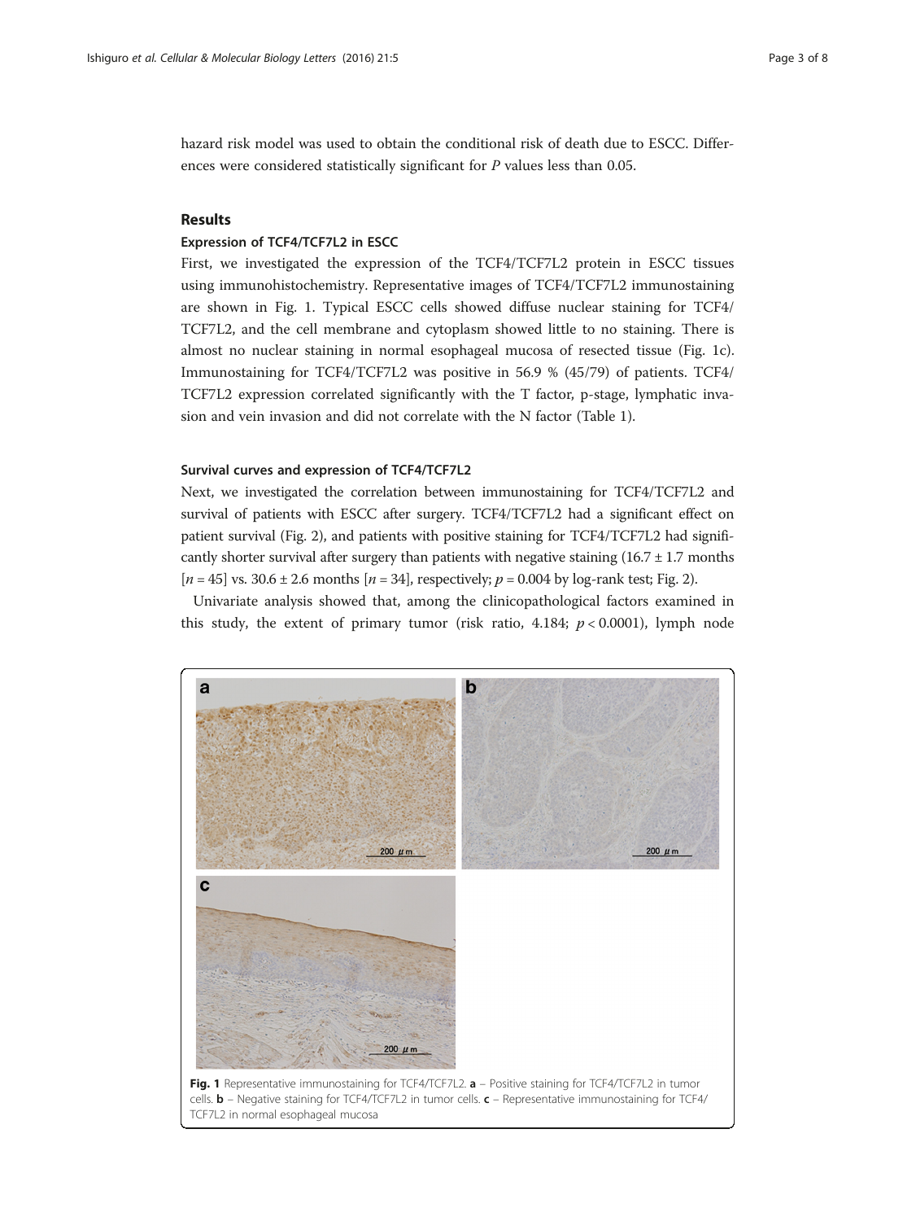hazard risk model was used to obtain the conditional risk of death due to ESCC. Differences were considered statistically significant for $P$ values less than 0.05.

## Results

### Expression of TCF4/TCF7L2 in ESCC

First, we investigated the expression of the TCF4/TCF7L2 protein in ESCC tissues using immunohistochemistry. Representative images of TCF4/TCF7L2 immunostaining are shown in Fig. 1. Typical ESCC cells showed diffuse nuclear staining for TCF4/TCF7L2, and the cell membrane and cytoplasm showed little to no staining. There is almost no nuclear staining in normal esophageal mucosa of resected tissue (Fig. 1c). Immunostaining for TCF4/TCF7L2 was positive in 56.9 % (45/79) of patients. TCF4/TCF7L2 expression correlated significantly with the T factor, p-stage, lymphatic invasion and vein invasion and did not correlate with the N factor (Table 1).

### Survival curves and expression of TCF4/TCF7L2

Next, we investigated the correlation between immunostaining for TCF4/TCF7L2 and survival of patients with ESCC after surgery. TCF4/TCF7L2 had a significant effect on patient survival (Fig. 2), and patients with positive staining for TCF4/TCF7L2 had significantly shorter survival after surgery than patients with negative staining (16.7 ± 1.7 months [$n = 45$] vs. 30.6 ± 2.6 months [$n = 34$], respectively; $p = 0.004$ by log-rank test; Fig. 2).

Univariate analysis showed that, among the clinicopathological factors examined in this study, the extent of primary tumor (risk ratio, 4.184; $p < 0.0001$), lymph node

**Fig. 1** Representative immunostaining for TCF4/TCF7L2. **a** – Positive staining for TCF4/TCF7L2 in tumor cells. **b** – Negative staining for TCF4/TCF7L2 in tumor cells. **c** – Representative immunostaining for TCF4/TCF7L2 in normal esophageal mucosa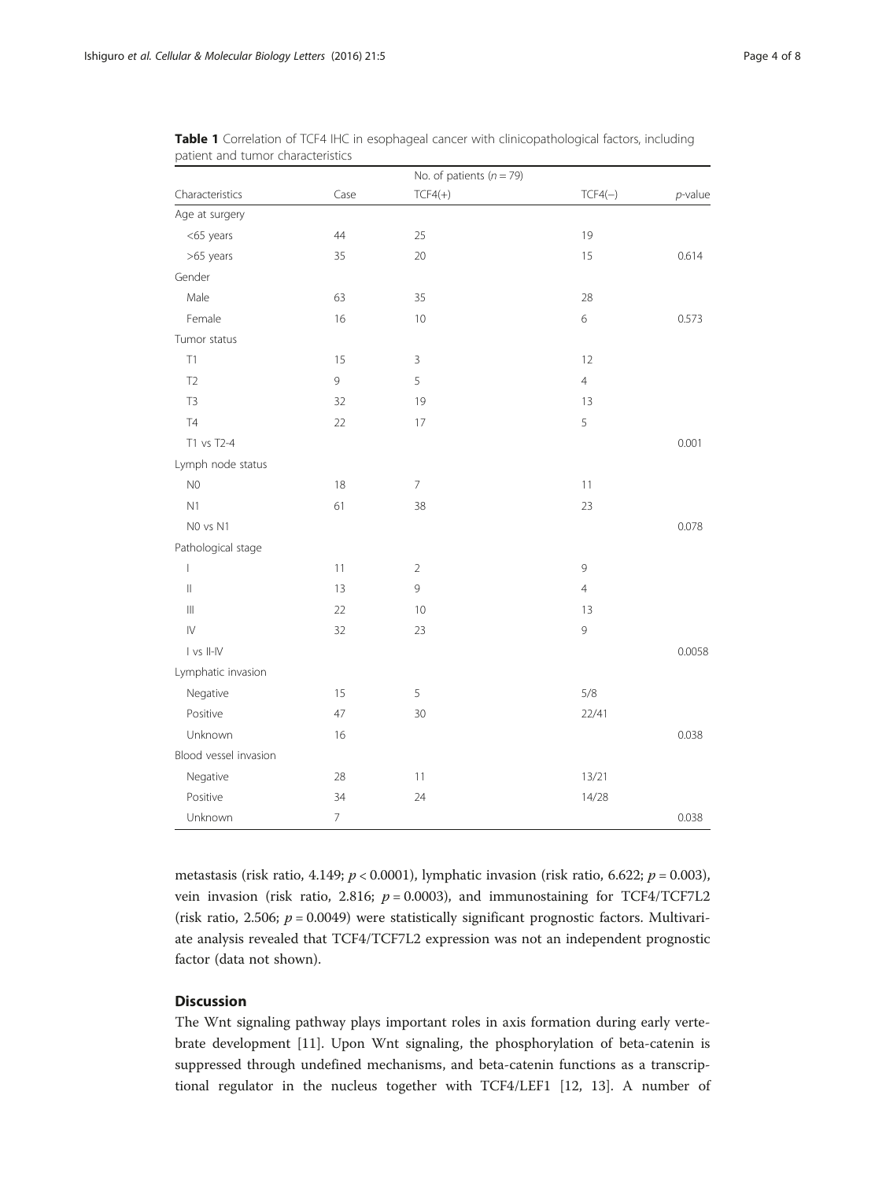**Table 1** Correlation of TCF4 IHC in esophageal cancer with clinicopathological factors, including patient and tumor characteristics

| | No. of patients ($n = 79$) | | | |
|---|---|---|---|---|
| Characteristics | Case | TCF4(+) | TCF4(−) | *p*-value |
| Age at surgery | | | | |
| <65 years | 44 | 25 | 19 | |
| >65 years | 35 | 20 | 15 | 0.614 |
| Gender | | | | |
| Male | 63 | 35 | 28 | |
| Female | 16 | 10 | 6 | 0.573 |
| Tumor status | | | | |
| T1 | 15 | 3 | 12 | |
| T2 | 9 | 5 | 4 | |
| T3 | 32 | 19 | 13 | |
| T4 | 22 | 17 | 5 | |
| T1 vs T2-4 | | | | 0.001 |
| Lymph node status | | | | |
| N0 | 18 | 7 | 11 | |
| N1 | 61 | 38 | 23 | |
| N0 vs N1 | | | | 0.078 |
| Pathological stage | | | | |
| I | 11 | 2 | 9 | |
| II | 13 | 9 | 4 | |
| III | 22 | 10 | 13 | |
| IV | 32 | 23 | 9 | |
| I vs II-IV | | | | 0.0058 |
| Lymphatic invasion | | | | |
| Negative | 15 | 5 | 5/8 | |
| Positive | 47 | 30 | 22/41 | |
| Unknown | 16 | | | 0.038 |
| Blood vessel invasion | | | | |
| Negative | 28 | 11 | 13/21 | |
| Positive | 34 | 24 | 14/28 | |
| Unknown | 7 | | | 0.038 |

metastasis (risk ratio, 4.149; $p < 0.0001$), lymphatic invasion (risk ratio, 6.622; $p = 0.003$), vein invasion (risk ratio, 2.816; $p = 0.0003$), and immunostaining for TCF4/TCF7L2 (risk ratio, 2.506; $p = 0.0049$) were statistically significant prognostic factors. Multivariate analysis revealed that TCF4/TCF7L2 expression was not an independent prognostic factor (data not shown).

## Discussion

The Wnt signaling pathway plays important roles in axis formation during early vertebrate development [11]. Upon Wnt signaling, the phosphorylation of beta-catenin is suppressed through undefined mechanisms, and beta-catenin functions as a transcriptional regulator in the nucleus together with TCF4/LEF1 [12, 13]. A number of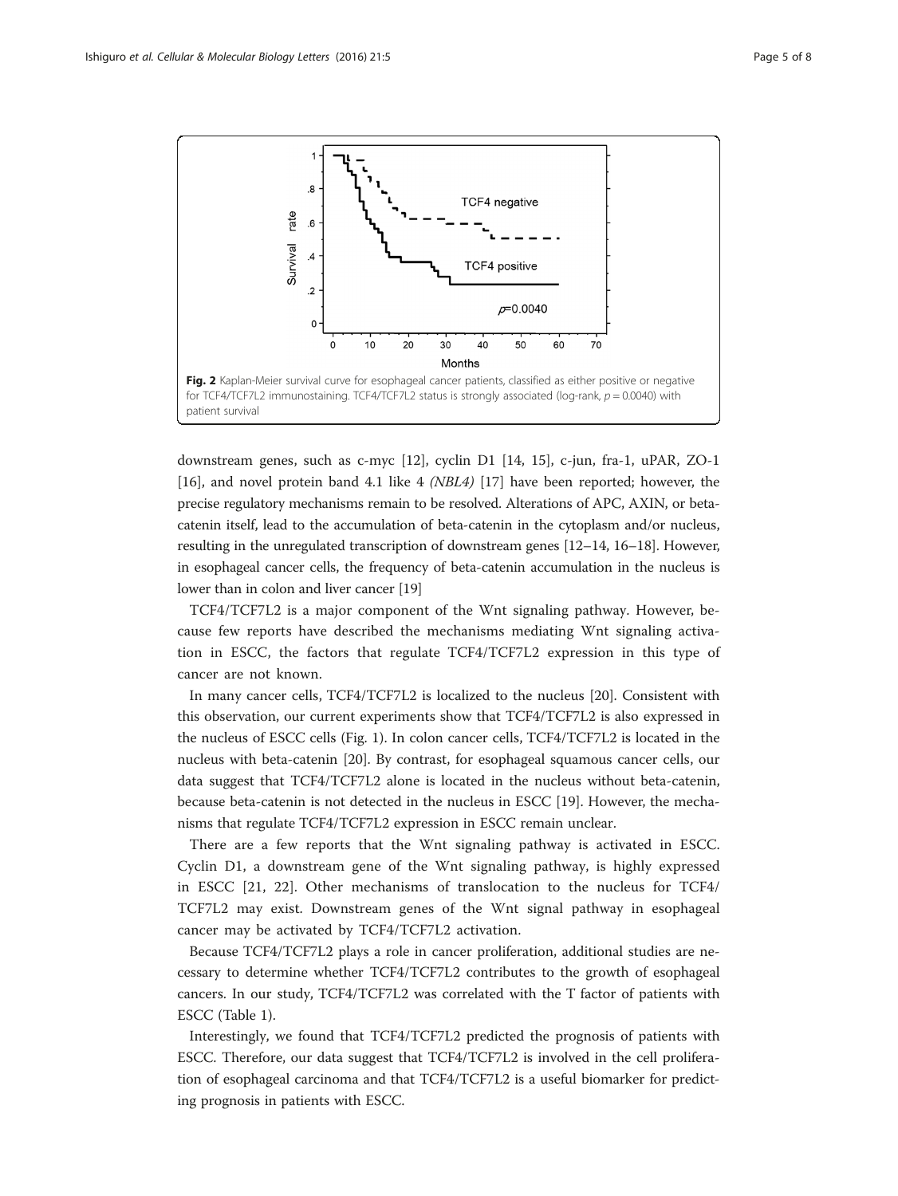**Fig. 2** Kaplan-Meier survival curve for esophageal cancer patients, classified as either positive or negative for TCF4/TCF7L2 immunostaining. TCF4/TCF7L2 status is strongly associated (log-rank, $p = 0.0040$) with patient survival

downstream genes, such as c-myc [12], cyclin D1 [14, 15], c-jun, fra-1, uPAR, ZO-1 [16], and novel protein band 4.1 like 4 *(NBL4)* [17] have been reported; however, the precise regulatory mechanisms remain to be resolved. Alterations of APC, AXIN, or beta-catenin itself, lead to the accumulation of beta-catenin in the cytoplasm and/or nucleus, resulting in the unregulated transcription of downstream genes [12–14, 16–18]. However, in esophageal cancer cells, the frequency of beta-catenin accumulation in the nucleus is lower than in colon and liver cancer [19]

TCF4/TCF7L2 is a major component of the Wnt signaling pathway. However, because few reports have described the mechanisms mediating Wnt signaling activation in ESCC, the factors that regulate TCF4/TCF7L2 expression in this type of cancer are not known.

In many cancer cells, TCF4/TCF7L2 is localized to the nucleus [20]. Consistent with this observation, our current experiments show that TCF4/TCF7L2 is also expressed in the nucleus of ESCC cells (Fig. 1). In colon cancer cells, TCF4/TCF7L2 is located in the nucleus with beta-catenin [20]. By contrast, for esophageal squamous cancer cells, our data suggest that TCF4/TCF7L2 alone is located in the nucleus without beta-catenin, because beta-catenin is not detected in the nucleus in ESCC [19]. However, the mechanisms that regulate TCF4/TCF7L2 expression in ESCC remain unclear.

There are a few reports that the Wnt signaling pathway is activated in ESCC. Cyclin D1, a downstream gene of the Wnt signaling pathway, is highly expressed in ESCC [21, 22]. Other mechanisms of translocation to the nucleus for TCF4/TCF7L2 may exist. Downstream genes of the Wnt signal pathway in esophageal cancer may be activated by TCF4/TCF7L2 activation.

Because TCF4/TCF7L2 plays a role in cancer proliferation, additional studies are necessary to determine whether TCF4/TCF7L2 contributes to the growth of esophageal cancers. In our study, TCF4/TCF7L2 was correlated with the T factor of patients with ESCC (Table 1).

Interestingly, we found that TCF4/TCF7L2 predicted the prognosis of patients with ESCC. Therefore, our data suggest that TCF4/TCF7L2 is involved in the cell proliferation of esophageal carcinoma and that TCF4/TCF7L2 is a useful biomarker for predicting prognosis in patients with ESCC.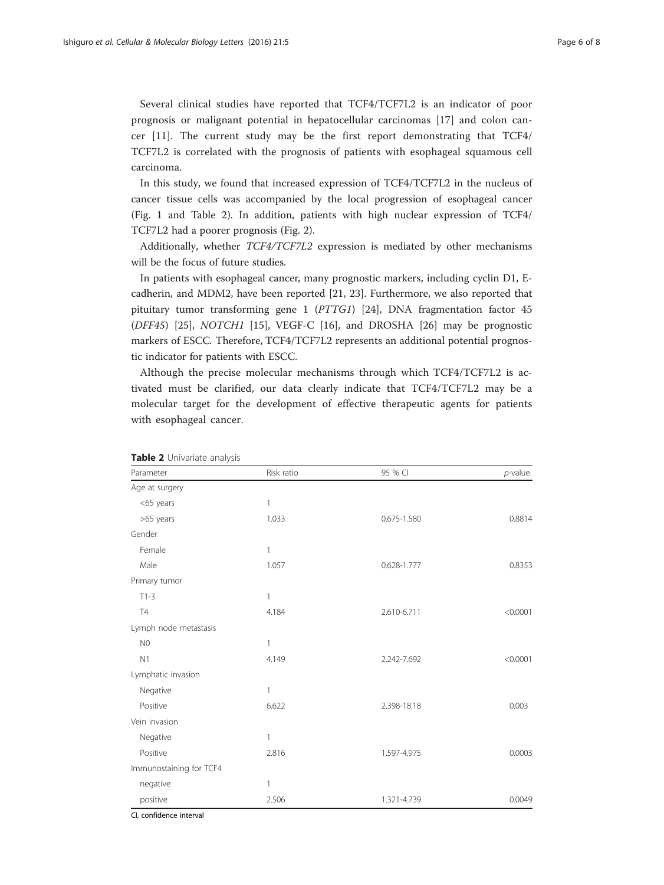Several clinical studies have reported that TCF4/TCF7L2 is an indicator of poor prognosis or malignant potential in hepatocellular carcinomas [17] and colon cancer [11]. The current study may be the first report demonstrating that TCF4/TCF7L2 is correlated with the prognosis of patients with esophageal squamous cell carcinoma.

In this study, we found that increased expression of TCF4/TCF7L2 in the nucleus of cancer tissue cells was accompanied by the local progression of esophageal cancer (Fig. 1 and Table 2). In addition, patients with high nuclear expression of TCF4/TCF7L2 had a poorer prognosis (Fig. 2).

Additionally, whether *TCF4/TCF7L2* expression is mediated by other mechanisms will be the focus of future studies.

In patients with esophageal cancer, many prognostic markers, including cyclin D1, E-cadherin, and MDM2, have been reported [21, 23]. Furthermore, we also reported that pituitary tumor transforming gene 1 (*PTTG1*) [24], DNA fragmentation factor 45 (*DFF45*) [25], *NOTCH1* [15], VEGF-C [16], and DROSHA [26] may be prognostic markers of ESCC. Therefore, TCF4/TCF7L2 represents an additional potential prognostic indicator for patients with ESCC.

Although the precise molecular mechanisms through which TCF4/TCF7L2 is activated must be clarified, our data clearly indicate that TCF4/TCF7L2 may be a molecular target for the development of effective therapeutic agents for patients with esophageal cancer.

**Table 2** Univariate analysis

| Parameter | Risk ratio | 95 % CI | *p*-value |
|---|---|---|---|
| Age at surgery | | | |
| <65 years | 1 | | |
| >65 years | 1.033 | 0.675-1.580 | 0.8814 |
| Gender | | | |
| Female | 1 | | |
| Male | 1.057 | 0.628-1.777 | 0.8353 |
| Primary tumor | | | |
| T1-3 | 1 | | |
| T4 | 4.184 | 2.610-6.711 | <0.0001 |
| Lymph node metastasis | | | |
| N0 | 1 | | |
| N1 | 4.149 | 2.242-7.692 | <0.0001 |
| Lymphatic invasion | | | |
| Negative | 1 | | |
| Positive | 6.622 | 2.398-18.18 | 0.003 |
| Vein invasion | | | |
| Negative | 1 | | |
| Positive | 2.816 | 1.597-4.975 | 0.0003 |
| Immunostaining for TCF4 | | | |
| negative | 1 | | |
| positive | 2.506 | 1.321-4.739 | 0.0049 |

CI, confidence interval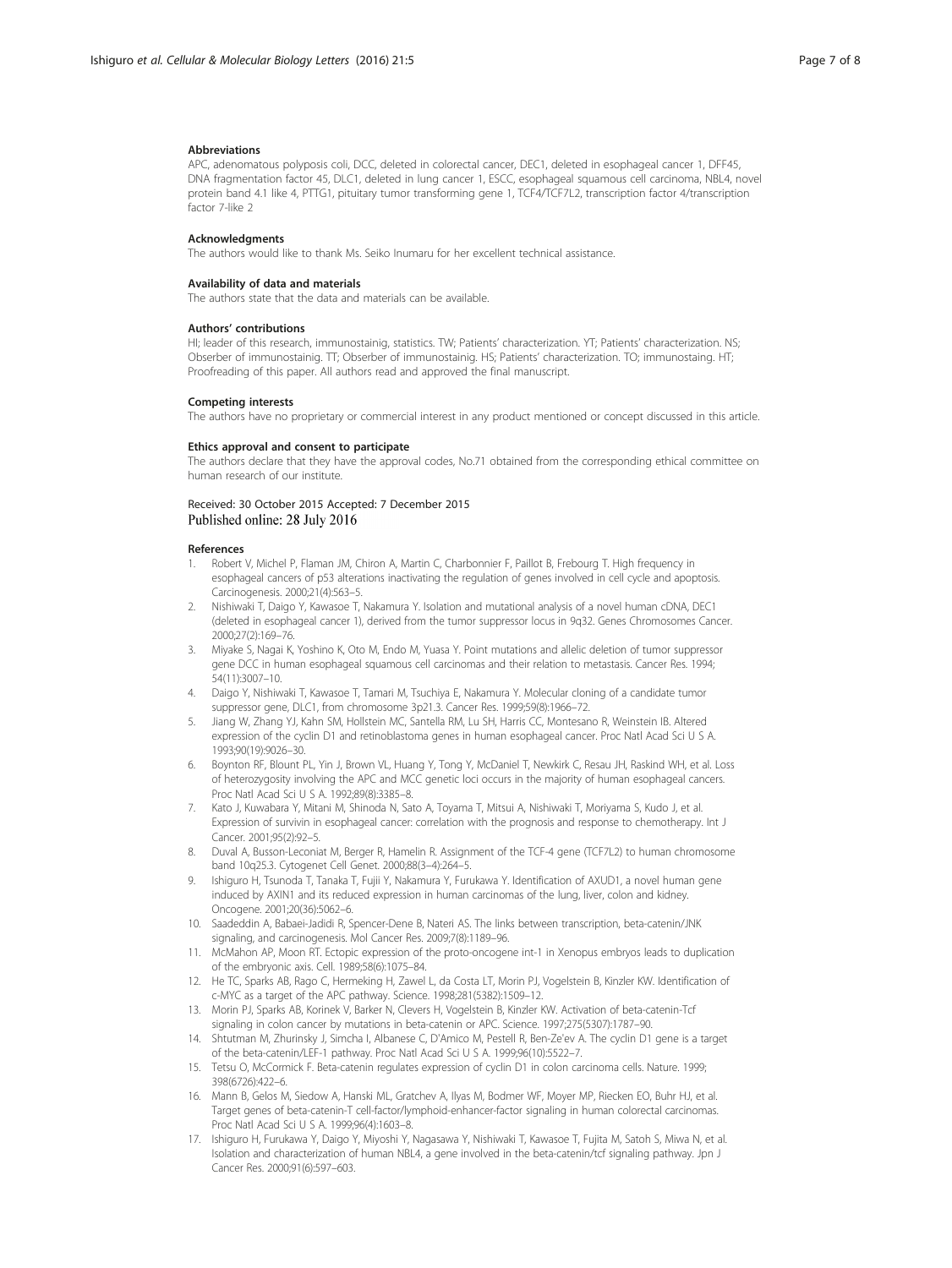### Abbreviations

APC, adenomatous polyposis coli, DCC, deleted in colorectal cancer, DEC1, deleted in esophageal cancer 1, DFF45, DNA fragmentation factor 45, DLC1, deleted in lung cancer 1, ESCC, esophageal squamous cell carcinoma, NBL4, novel protein band 4.1 like 4, PTTG1, pituitary tumor transforming gene 1, TCF4/TCF7L2, transcription factor 4/transcription factor 7-like 2

### Acknowledgments

The authors would like to thank Ms. Seiko Inumaru for her excellent technical assistance.

### Availability of data and materials

The authors state that the data and materials can be available.

### Authors' contributions

HI; leader of this research, immunostainig, statistics. TW; Patients' characterization. YT; Patients' characterization. NS; Obserber of immunostainig. TT; Obserber of immunostainig. HS; Patients' characterization. TO; immunostaing. HT; Proofreading of this paper. All authors read and approved the final manuscript.

### Competing interests

The authors have no proprietary or commercial interest in any product mentioned or concept discussed in this article.

### Ethics approval and consent to participate

The authors declare that they have the approval codes, No.71 obtained from the corresponding ethical committee on human research of our institute.

Received: 30 October 2015 Accepted: 7 December 2015
Published online: 28 July 2016

### References

1. Robert V, Michel P, Flaman JM, Chiron A, Martin C, Charbonnier F, Paillot B, Frebourg T. High frequency in esophageal cancers of p53 alterations inactivating the regulation of genes involved in cell cycle and apoptosis. Carcinogenesis. 2000;21(4):563–5.
2. Nishiwaki T, Daigo Y, Kawasoe T, Nakamura Y. Isolation and mutational analysis of a novel human cDNA, DEC1 (deleted in esophageal cancer 1), derived from the tumor suppressor locus in 9q32. Genes Chromosomes Cancer. 2000;27(2):169–76.
3. Miyake S, Nagai K, Yoshino K, Oto M, Endo M, Yuasa Y. Point mutations and allelic deletion of tumor suppressor gene DCC in human esophageal squamous cell carcinomas and their relation to metastasis. Cancer Res. 1994; 54(11):3007–10.
4. Daigo Y, Nishiwaki T, Kawasoe T, Tamari M, Tsuchiya E, Nakamura Y. Molecular cloning of a candidate tumor suppressor gene, DLC1, from chromosome 3p21.3. Cancer Res. 1999;59(8):1966–72.
5. Jiang W, Zhang YJ, Kahn SM, Hollstein MC, Santella RM, Lu SH, Harris CC, Montesano R, Weinstein IB. Altered expression of the cyclin D1 and retinoblastoma genes in human esophageal cancer. Proc Natl Acad Sci U S A. 1993;90(19):9026–30.
6. Boynton RF, Blount PL, Yin J, Brown VL, Huang Y, Tong Y, McDaniel T, Newkirk C, Resau JH, Raskind WH, et al. Loss of heterozygosity involving the APC and MCC genetic loci occurs in the majority of human esophageal cancers. Proc Natl Acad Sci U S A. 1992;89(8):3385–8.
7. Kato J, Kuwabara Y, Mitani M, Shinoda N, Sato A, Toyama T, Mitsui A, Nishiwaki T, Moriyama S, Kudo J, et al. Expression of survivin in esophageal cancer: correlation with the prognosis and response to chemotherapy. Int J Cancer. 2001;95(2):92–5.
8. Duval A, Busson-Leconiat M, Berger R, Hamelin R. Assignment of the TCF-4 gene (TCF7L2) to human chromosome band 10q25.3. Cytogenet Cell Genet. 2000;88(3–4):264–5.
9. Ishiguro H, Tsunoda T, Tanaka T, Fujii Y, Nakamura Y, Furukawa Y. Identification of AXUD1, a novel human gene induced by AXIN1 and its reduced expression in human carcinomas of the lung, liver, colon and kidney. Oncogene. 2001;20(36):5062–6.
10. Saadeddin A, Babaei-Jadidi R, Spencer-Dene B, Nateri AS. The links between transcription, beta-catenin/JNK signaling, and carcinogenesis. Mol Cancer Res. 2009;7(8):1189–96.
11. McMahon AP, Moon RT. Ectopic expression of the proto-oncogene int-1 in Xenopus embryos leads to duplication of the embryonic axis. Cell. 1989;58(6):1075–84.
12. He TC, Sparks AB, Rago C, Hermeking H, Zawel L, da Costa LT, Morin PJ, Vogelstein B, Kinzler KW. Identification of c-MYC as a target of the APC pathway. Science. 1998;281(5382):1509–12.
13. Morin PJ, Sparks AB, Korinek V, Barker N, Clevers H, Vogelstein B, Kinzler KW. Activation of beta-catenin-Tcf signaling in colon cancer by mutations in beta-catenin or APC. Science. 1997;275(5307):1787–90.
14. Shtutman M, Zhurinsky J, Simcha I, Albanese C, D'Amico M, Pestell R, Ben-Ze'ev A. The cyclin D1 gene is a target of the beta-catenin/LEF-1 pathway. Proc Natl Acad Sci U S A. 1999;96(10):5522–7.
15. Tetsu O, McCormick F. Beta-catenin regulates expression of cyclin D1 in colon carcinoma cells. Nature. 1999; 398(6726):422–6.
16. Mann B, Gelos M, Siedow A, Hanski ML, Gratchev A, Ilyas M, Bodmer WF, Moyer MP, Riecken EO, Buhr HJ, et al. Target genes of beta-catenin-T cell-factor/lymphoid-enhancer-factor signaling in human colorectal carcinomas. Proc Natl Acad Sci U S A. 1999;96(4):1603–8.
17. Ishiguro H, Furukawa Y, Daigo Y, Miyoshi Y, Nagasawa Y, Nishiwaki T, Kawasoe T, Fujita M, Satoh S, Miwa N, et al. Isolation and characterization of human NBL4, a gene involved in the beta-catenin/tcf signaling pathway. Jpn J Cancer Res. 2000;91(6):597–603.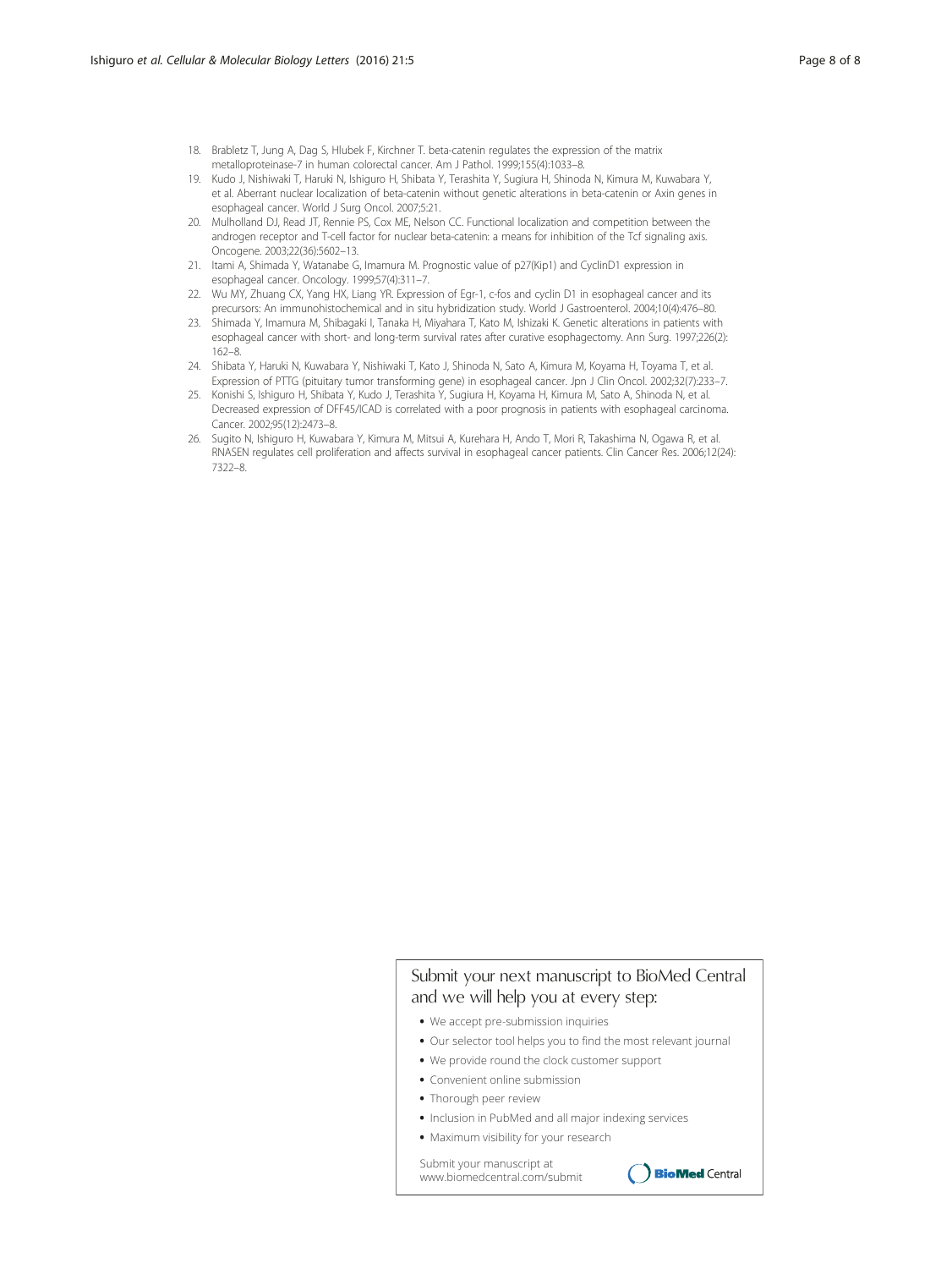18. Brabletz T, Jung A, Dag S, Hlubek F, Kirchner T. beta-catenin regulates the expression of the matrix metalloproteinase-7 in human colorectal cancer. Am J Pathol. 1999;155(4):1033–8.
19. Kudo J, Nishiwaki T, Haruki N, Ishiguro H, Shibata Y, Terashita Y, Sugiura H, Shinoda N, Kimura M, Kuwabara Y, et al. Aberrant nuclear localization of beta-catenin without genetic alterations in beta-catenin or Axin genes in esophageal cancer. World J Surg Oncol. 2007;5:21.
20. Mulholland DJ, Read JT, Rennie PS, Cox ME, Nelson CC. Functional localization and competition between the androgen receptor and T-cell factor for nuclear beta-catenin: a means for inhibition of the Tcf signaling axis. Oncogene. 2003;22(36):5602–13.
21. Itami A, Shimada Y, Watanabe G, Imamura M. Prognostic value of p27(Kip1) and CyclinD1 expression in esophageal cancer. Oncology. 1999;57(4):311–7.
22. Wu MY, Zhuang CX, Yang HX, Liang YR. Expression of Egr-1, c-fos and cyclin D1 in esophageal cancer and its precursors: An immunohistochemical and in situ hybridization study. World J Gastroenterol. 2004;10(4):476–80.
23. Shimada Y, Imamura M, Shibagaki I, Tanaka H, Miyahara T, Kato M, Ishizaki K. Genetic alterations in patients with esophageal cancer with short- and long-term survival rates after curative esophagectomy. Ann Surg. 1997;226(2):162–8.
24. Shibata Y, Haruki N, Kuwabara Y, Nishiwaki T, Kato J, Shinoda N, Sato A, Kimura M, Koyama H, Toyama T, et al. Expression of PTTG (pituitary tumor transforming gene) in esophageal cancer. Jpn J Clin Oncol. 2002;32(7):233–7.
25. Konishi S, Ishiguro H, Shibata Y, Kudo J, Terashita Y, Sugiura H, Koyama H, Kimura M, Sato A, Shinoda N, et al. Decreased expression of DFF45/ICAD is correlated with a poor prognosis in patients with esophageal carcinoma. Cancer. 2002;95(12):2473–8.
26. Sugito N, Ishiguro H, Kuwabara Y, Kimura M, Mitsui A, Kurehara H, Ando T, Mori R, Takashima N, Ogawa R, et al. RNASEN regulates cell proliferation and affects survival in esophageal cancer patients. Clin Cancer Res. 2006;12(24):7322–8.

Submit your next manuscript to BioMed Central and we will help you at every step:

- We accept pre-submission inquiries
- Our selector tool helps you to find the most relevant journal
- We provide round the clock customer support
- Convenient online submission
- Thorough peer review
- Inclusion in PubMed and all major indexing services
- Maximum visibility for your research

Submit your manuscript at
www.biomedcentral.com/submit

BioMed Central